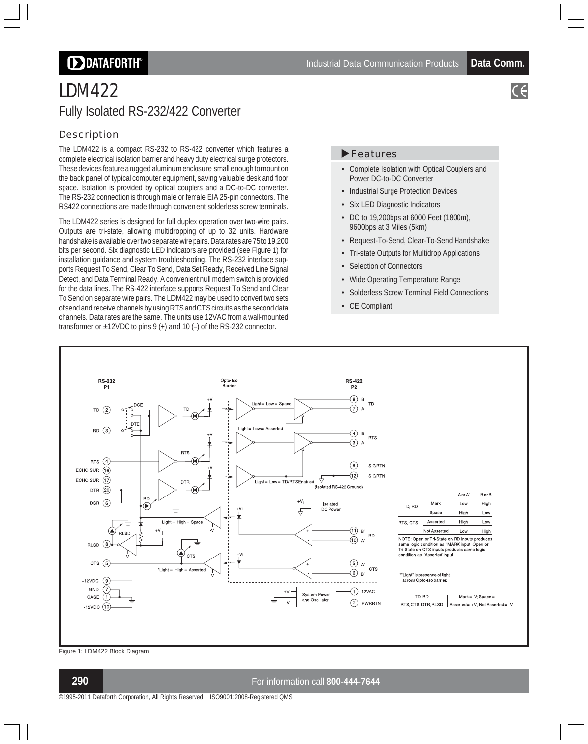# LDM422

## Fully Isolated RS-232/422 Converter

### Description

The LDM422 is a compact RS-232 to RS-422 converter which features a complete electrical isolation barrier and heavy duty electrical surge protectors. These devices feature a rugged aluminum enclosure small enough to mount on the back panel of typical computer equipment, saving valuable desk and floor space. Isolation is provided by optical couplers and a DC-to-DC converter. The RS-232 connection is through male or female EIA 25-pin connectors. The RS422 connections are made through convenient solderless screw terminals.

The LDM422 series is designed for full duplex operation over two-wire pairs. Outputs are tri-state, allowing multidropping of up to 32 units. Hardware handshake is available over two separate wire pairs. Data rates are 75 to 19,200 bits per second. Six diagnostic LED indicators are provided (see Figure 1) for installation guidance and system troubleshooting. The RS-232 interface supports Request To Send, Clear To Send, Data Set Ready, Received Line Signal Detect, and Data Terminal Ready. A convenient null modem switch is provided for the data lines. The RS-422 interface supports Request To Send and Clear To Send on separate wire pairs. The LDM422 may be used to convert two sets of send and receive channels by using RTS and CTS circuits as the second data channels. Data rates are the same. The units use 12VAC from a wall-mounted transformer or ±12VDC to pins 9 (+) and 10 (–) of the RS-232 connector.

### Features

- Complete Isolation with Optical Couplers and Power DC-to-DC Converter
- Industrial Surge Protection Devices
- Six LED Diagnostic Indicators
- DC to 19,200bps at 6000 Feet (1800m), 9600bps at 3 Miles (5km)
- Request-To-Send, Clear-To-Send Handshake
- Tri-state Outputs for Multidrop Applications
- Selection of Connectors
- Wide Operating Temperature Range
- Solderless Screw Terminal Field Connections
- CE Compliant

| | | A or A' | B or B' |
|---|---|---|---|
| TD, RD | Mark | Low | High |
| | Space | High | Low |
| RTS, CTS | Asserted | High | Low |
| | Not Asserted | Low | High |

NOTE: Open or Tri-State on RD inputs produces same logic condition as 'MARK' input. Open or Tri-State on CTS inputs produces same logic condition as 'Asserted' input.

*"Light" is presence of light across Opto-Iso barrier.

| TD, RD | Mark = -V; Space = |
|---|---|
| RTS, CTS, DTR, RLSD | Asserted = +V, Not Asserted = -V |

Figure 1: LDM422 Block Diagram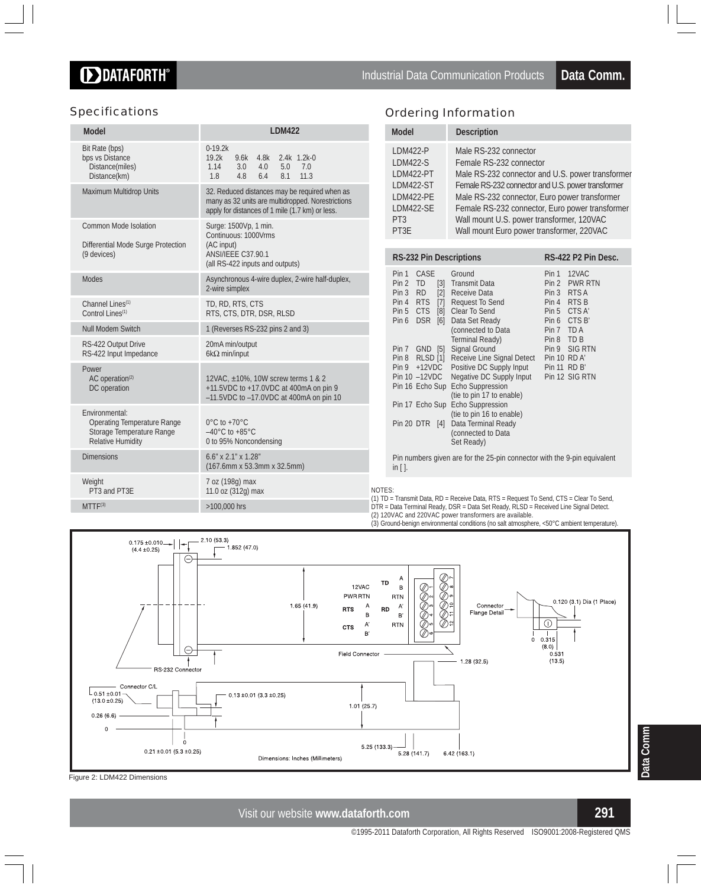## Specifications

| Model | LDM422 |
|---|---|
| Bit Rate (bps)<br>bps vs Distance<br>Distance(miles)<br>Distance(km) | 0-19.2k<br>19.2k 9.6k 4.8k 2.4k 1.2k-0<br>1.14 3.0 4.0 5.0 7.0<br>1.8 4.8 6.4 8.1 11.3 |
| Maximum Multidrop Units | 32. Reduced distances may be required when as many as 32 units are multidropped. Norestrictions apply for distances of 1 mile (1.7 km) or less. |
| Common Mode Isolation<br>Differential Mode Surge Protection (9 devices) | Surge: 1500Vp, 1 min.<br>Continuous: 1000Vrms (AC input)<br>ANSI/IEEE C37.90.1 (all RS-422 inputs and outputs) |
| Modes | Asynchronous 4-wire duplex, 2-wire half-duplex, 2-wire simplex |
| Channel Lines[1]<br>Control Lines[1] | TD, RD, RTS, CTS<br>RTS, CTS, DTR, DSR, RLSD |
| Null Modem Switch | 1 (Reverses RS-232 pins 2 and 3) |
| RS-422 Output Drive<br>RS-422 Input Impedance | 20mA min/output<br>6kΩ min/input |
| Power<br>AC operation[2]<br>DC operation | 12VAC, ±10%, 10W screw terms 1 & 2<br>+11.5VDC to +17.0VDC at 400mA on pin 9<br>–11.5VDC to –17.0VDC at 400mA on pin 10 |
| Environmental:<br>Operating Temperature Range<br>Storage Temperature Range<br>Relative Humidity | 0°C to +70°C<br>–40°C to +85°C<br>0 to 95% Noncondensing |
| Dimensions | 6.6" x 2.1" x 1.28"<br>(167.6mm x 53.3mm x 32.5mm) |
| Weight<br>PT3 and PT3E | 7 oz (198g) max<br>11.0 oz (312g) max |
| MTTF[3] | >100,000 hrs |

## Ordering Information

| Model | Description |
|---|---|
| LDM422-P | Male RS-232 connector |
| LDM422-S | Female RS-232 connector |
| LDM422-PT | Male RS-232 connector and U.S. power transformer |
| LDM422-ST | Female RS-232 connector and U.S. power transformer |
| LDM422-PE | Male RS-232 connector, Euro power transformer |
| LDM422-SE | Female RS-232 connector, Euro power transformer |
| PT3 | Wall mount U.S. power transformer, 120VAC |
| PT3E | Wall mount Euro power transformer, 220VAC |

| RS-232 Pin Descriptions | | RS-422 P2 Pin Desc. |
|---|---|---|
| Pin 1 CASE | Ground | Pin 1 12VAC |
| Pin 2 TD [3] | Transmit Data | Pin 2 PWR RTN |
| Pin 3 RD [2] | Receive Data | Pin 3 RTS A |
| Pin 4 RTS [7] | Request To Send | Pin 4 RTS B |
| Pin 5 CTS [8] | Clear To Send | Pin 5 CTS A' |
| Pin 6 DSR [6] | Data Set Ready (connected to Data Terminal Ready) | Pin 6 CTS B' |
| | | Pin 7 TD A |
| | | Pin 8 TD B |
| Pin 7 GND [5] | Signal Ground | Pin 9 SIG RTN |
| Pin 8 RLSD [1] | Receive Line Signal Detect | Pin 10 RD A' |
| Pin 9 +12VDC | Positive DC Supply Input | Pin 11 RD B' |
| Pin 10 –12VDC | Negative DC Supply Input | Pin 12 SIG RTN |
| Pin 16 Echo Sup | Echo Suppression (tie to pin 17 to enable) | |
| Pin 17 Echo Sup | Echo Suppression (tie to pin 16 to enable) | |
| Pin 20 DTR [4] | Data Terminal Ready (connected to Data Set Ready) | |

Pin numbers given are for the 25-pin connector with the 9-pin equivalent in [ ].

NOTES:
(1) TD = Transmit Data, RD = Receive Data, RTS = Request To Send, CTS = Clear To Send, DTR = Data Terminal Ready, DSR = Data Set Ready, RLSD = Received Line Signal Detect.
(2) 120VAC and 220VAC power transformers are available.
(3) Ground-benign environmental conditions (no salt atmosphere, <50°C ambient temperature).

0.175 ±0.010 (4.4 ±0.25)
2.10 (53.3)
1.852 (47.0)
1.65 (41.9)
12VAC
PWR RTN
RTS A B
CTS A' B'
TD A B RTN
RD A' B' RTN
Connector Flange Detail
0.120 (3.1) Dia (1 Place)
0
0.315 (8.0)
0.531 (13.5)
RS-232 Connector
Field Connector
1.28 (32.5)
Connector C/L
0.51 ±0.01 (13.0 ±0.25)
0.13 ±0.01 (3.3 ±0.25)
1.01 (25.7)
0.26 (6.6)
0
0
0.21 ±0.01 (5.3 ±0.25)
5.25 (133.3)
5.28 (141.7)
6.42 (163.1)
Dimensions: Inches (Millimeters)

Figure 2: LDM422 Dimensions